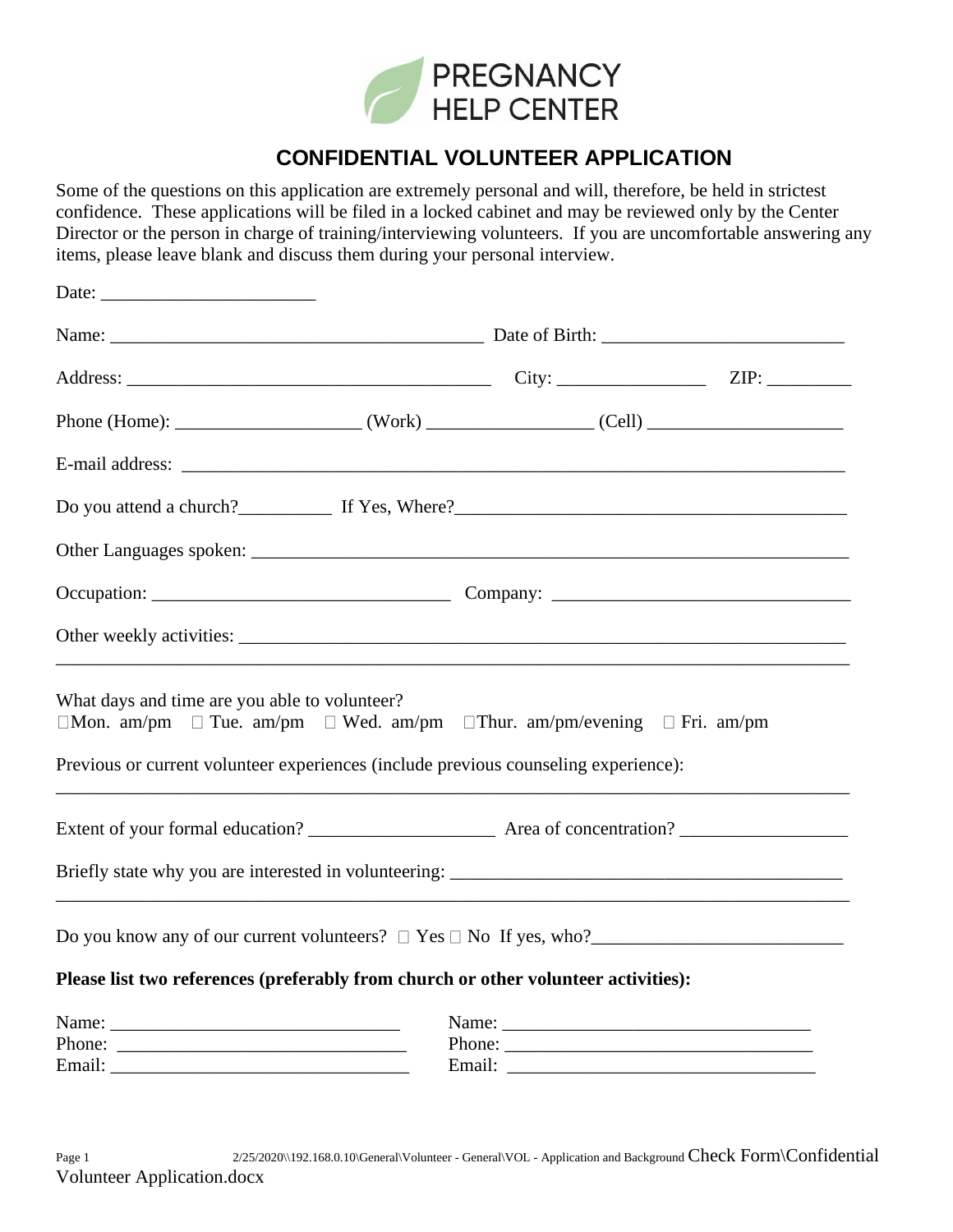PREGNANCY HELP CENTER

# CONFIDENTIAL VOLUNTEER APPLICATION

Some of the questions on this application are extremely personal and will, therefore, be held in strictest confidence. These applications will be filed in a locked cabinet and may be reviewed only by the Center Director or the person in charge of training/interviewing volunteers. If you are uncomfortable answering any items, please leave blank and discuss them during your personal interview.

Date: ______________________

Name: ________________________________________ Date of Birth: __________________________

Address: ________________________________________ City: ________________ ZIP: _________

Phone (Home): ____________________ (Work) _________________ (Cell) _____________________

E-mail address: ______________________________________________________________________

Do you attend a church?__________ If Yes, Where?________________________________________

Other Languages spoken: ______________________________________________________________

Occupation: ________________________________ Company: ______________________________

Other weekly activities: ________________________________________________________________
_____________________________________________________________________________________

What days and time are you able to volunteer?
☐Mon. am/pm ☐ Tue. am/pm ☐ Wed. am/pm ☐Thur. am/pm/evening ☐ Fri. am/pm

Previous or current volunteer experiences (include previous counseling experience):
_____________________________________________________________________________________

Extent of your formal education? ___________________ Area of concentration? _________________

Briefly state why you are interested in volunteering: ________________________________________
_____________________________________________________________________________________

Do you know any of our current volunteers? ☐ Yes ☐ No If yes, who?__________________________

**Please list two references (preferably from church or other volunteer activities):**

Name: ______________________________
Phone: ______________________________
Email: ______________________________

Name: ______________________________
Phone: ______________________________
Email: ______________________________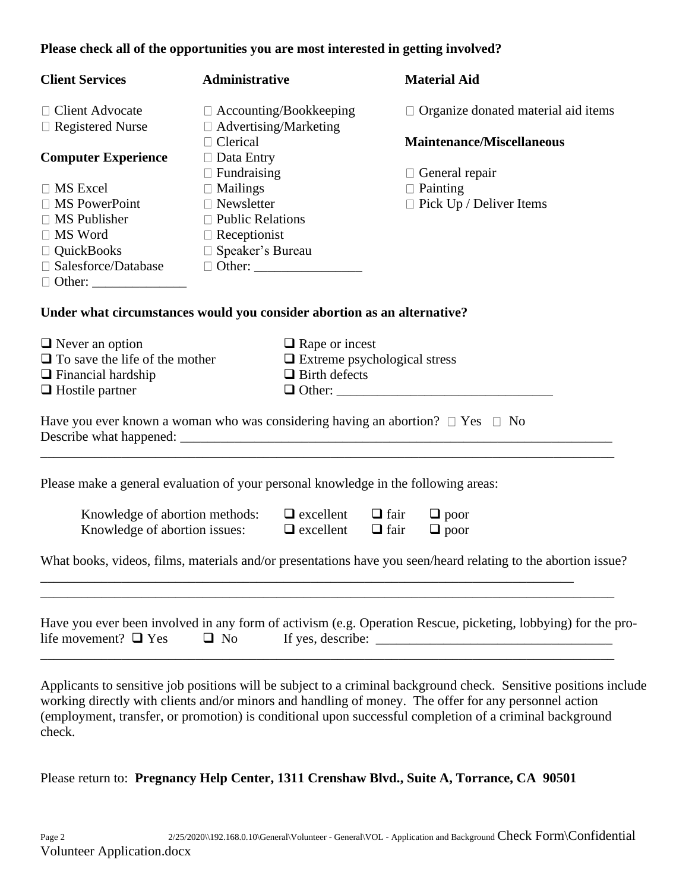**Please check all of the opportunities you are most interested in getting involved?**

**Client Services**

☐ Client Advocate
☐ Registered Nurse

**Computer Experience**

☐ MS Excel
☐ MS PowerPoint
☐ MS Publisher
☐ MS Word
☐ QuickBooks
☐ Salesforce/Database
☐ Other: ______________

**Administrative**

☐ Accounting/Bookkeeping
☐ Advertising/Marketing
☐ Clerical
☐ Data Entry
☐ Fundraising
☐ Mailings
☐ Newsletter
☐ Public Relations
☐ Receptionist
☐ Speaker's Bureau
☐ Other: ________________

**Material Aid**

☐ Organize donated material aid items

**Maintenance/Miscellaneous**

☐ General repair
☐ Painting
☐ Pick Up / Deliver Items

**Under what circumstances would you consider abortion as an alternative?**

☐ Never an option
☐ To save the life of the mother
☐ Financial hardship
☐ Hostile partner
☐ Rape or incest
☐ Extreme psychological stress
☐ Birth defects
☐ Other: ________________________________

Have you ever known a woman who was considering having an abortion? ☐ Yes ☐ No
Describe what happened: ________________________________________________________________
_______________________________________________________________________________

Please make a general evaluation of your personal knowledge in the following areas:

Knowledge of abortion methods: ☐ excellent ☐ fair ☐ poor
Knowledge of abortion issues: ☐ excellent ☐ fair ☐ poor

What books, videos, films, materials and/or presentations have you seen/heard relating to the abortion issue?
_______________________________________________________________________________
_______________________________________________________________________________

Have you ever been involved in any form of activism (e.g. Operation Rescue, picketing, lobbying) for the pro-life movement? ☐ Yes ☐ No If yes, describe: ___________________________________
_______________________________________________________________________________

Applicants to sensitive job positions will be subject to a criminal background check. Sensitive positions include working directly with clients and/or minors and handling of money. The offer for any personnel action (employment, transfer, or promotion) is conditional upon successful completion of a criminal background check.

Please return to: **Pregnancy Help Center, 1311 Crenshaw Blvd., Suite A, Torrance, CA 90501**